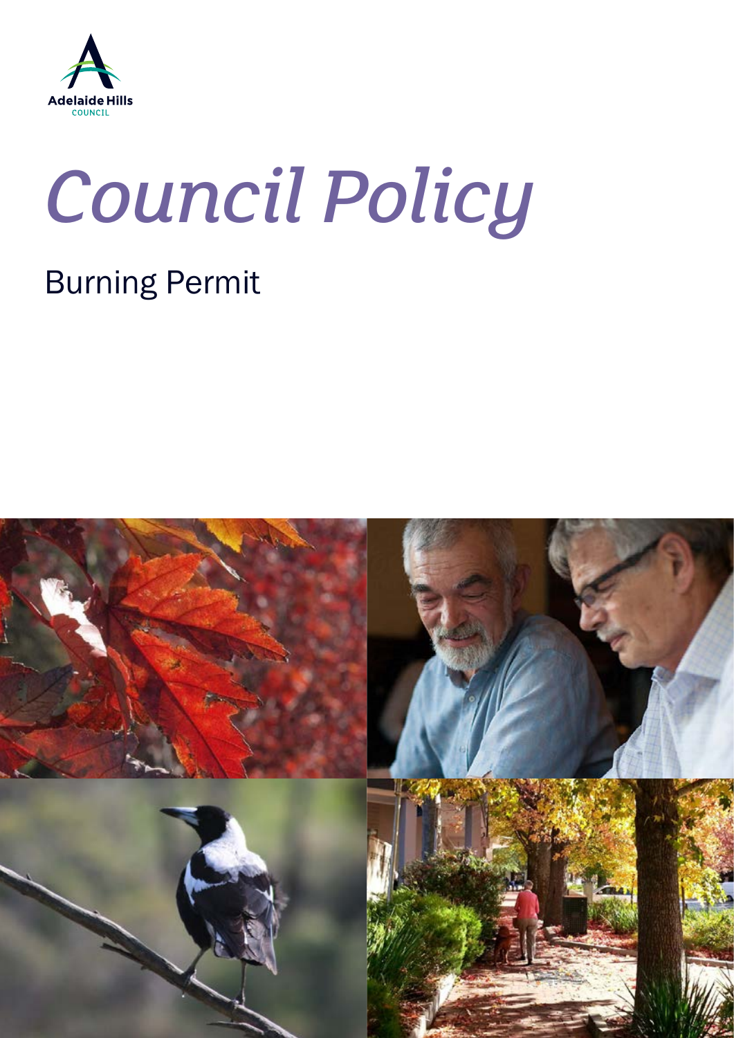Adelaide Hills COUNCIL

# *Council Policy*

## Burning Permit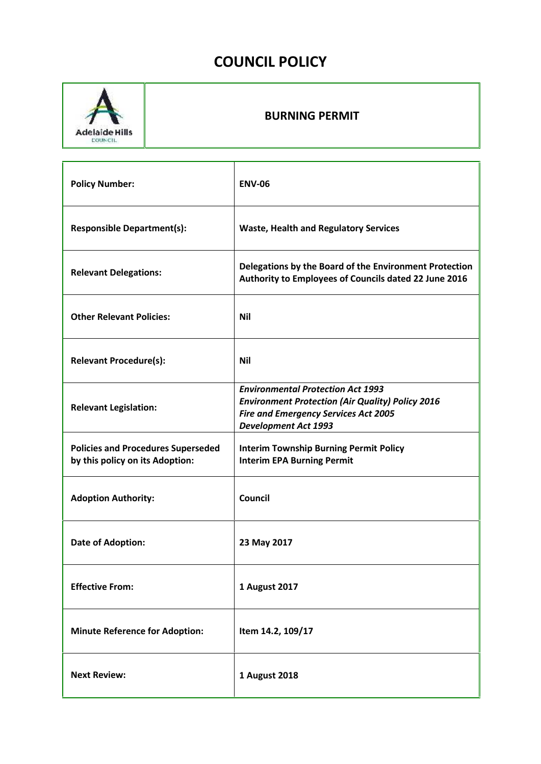# COUNCIL POLICY

| | **BURNING PERMIT** |
|---|---|

| | |
|---|---|
| **Policy Number:** | **ENV-06** |
| **Responsible Department(s):** | **Waste, Health and Regulatory Services** |
| **Relevant Delegations:** | **Delegations by the Board of the Environment Protection Authority to Employees of Councils dated 22 June 2016** |
| **Other Relevant Policies:** | **Nil** |
| **Relevant Procedure(s):** | **Nil** |
| **Relevant Legislation:** | ***Environmental Protection Act 1993***<br>***Environment Protection (Air Quality) Policy 2016***<br>***Fire and Emergency Services Act 2005***<br>***Development Act 1993*** |
| **Policies and Procedures Superseded by this policy on its Adoption:** | **Interim Township Burning Permit Policy**<br>**Interim EPA Burning Permit** |
| **Adoption Authority:** | **Council** |
| **Date of Adoption:** | **23 May 2017** |
| **Effective From:** | **1 August 2017** |
| **Minute Reference for Adoption:** | **Item 14.2, 109/17** |
| **Next Review:** | **1 August 2018** |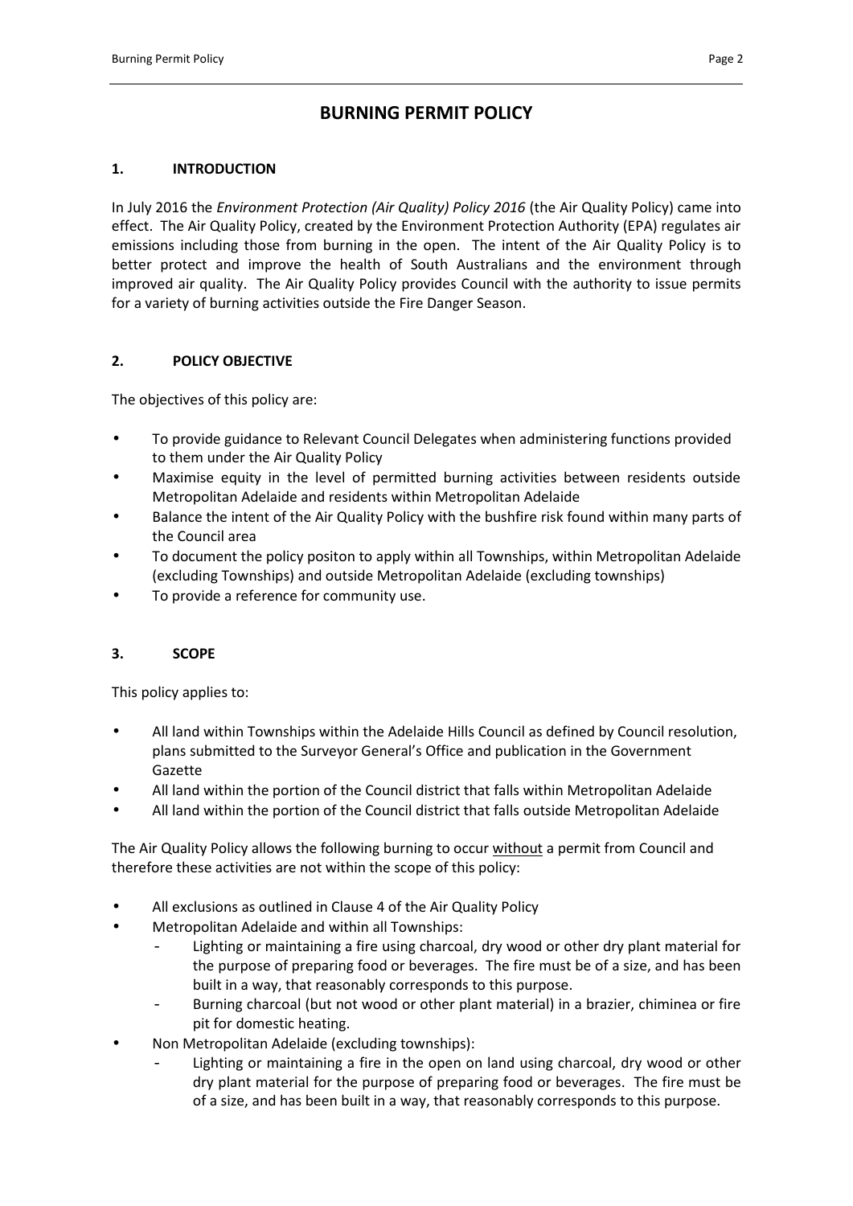# BURNING PERMIT POLICY

## 1. INTRODUCTION

In July 2016 the *Environment Protection (Air Quality) Policy 2016* (the Air Quality Policy) came into effect. The Air Quality Policy, created by the Environment Protection Authority (EPA) regulates air emissions including those from burning in the open. The intent of the Air Quality Policy is to better protect and improve the health of South Australians and the environment through improved air quality. The Air Quality Policy provides Council with the authority to issue permits for a variety of burning activities outside the Fire Danger Season.

## 2. POLICY OBJECTIVE

The objectives of this policy are:

- To provide guidance to Relevant Council Delegates when administering functions provided to them under the Air Quality Policy
- Maximise equity in the level of permitted burning activities between residents outside Metropolitan Adelaide and residents within Metropolitan Adelaide
- Balance the intent of the Air Quality Policy with the bushfire risk found within many parts of the Council area
- To document the policy positon to apply within all Townships, within Metropolitan Adelaide (excluding Townships) and outside Metropolitan Adelaide (excluding townships)
- To provide a reference for community use.

## 3. SCOPE

This policy applies to:

- All land within Townships within the Adelaide Hills Council as defined by Council resolution, plans submitted to the Surveyor General's Office and publication in the Government Gazette
- All land within the portion of the Council district that falls within Metropolitan Adelaide
- All land within the portion of the Council district that falls outside Metropolitan Adelaide

The Air Quality Policy allows the following burning to occur <u>without</u> a permit from Council and therefore these activities are not within the scope of this policy:

- All exclusions as outlined in Clause 4 of the Air Quality Policy
- Metropolitan Adelaide and within all Townships:
  - Lighting or maintaining a fire using charcoal, dry wood or other dry plant material for the purpose of preparing food or beverages. The fire must be of a size, and has been built in a way, that reasonably corresponds to this purpose.
  - Burning charcoal (but not wood or other plant material) in a brazier, chiminea or fire pit for domestic heating.
- Non Metropolitan Adelaide (excluding townships):
  - Lighting or maintaining a fire in the open on land using charcoal, dry wood or other dry plant material for the purpose of preparing food or beverages. The fire must be of a size, and has been built in a way, that reasonably corresponds to this purpose.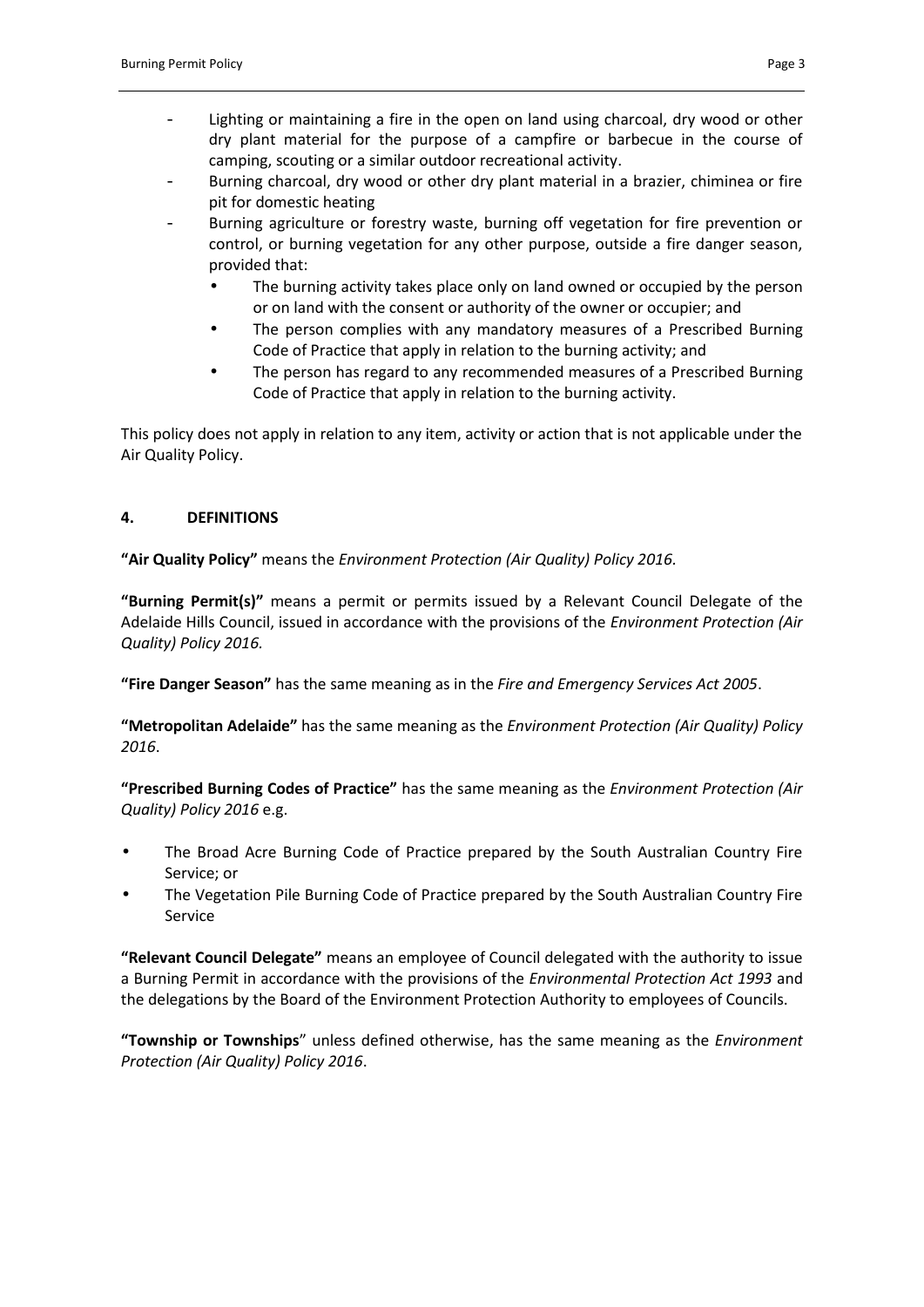- Lighting or maintaining a fire in the open on land using charcoal, dry wood or other dry plant material for the purpose of a campfire or barbecue in the course of camping, scouting or a similar outdoor recreational activity.
- Burning charcoal, dry wood or other dry plant material in a brazier, chiminea or fire pit for domestic heating
- Burning agriculture or forestry waste, burning off vegetation for fire prevention or control, or burning vegetation for any other purpose, outside a fire danger season, provided that:
    - The burning activity takes place only on land owned or occupied by the person or on land with the consent or authority of the owner or occupier; and
    - The person complies with any mandatory measures of a Prescribed Burning Code of Practice that apply in relation to the burning activity; and
    - The person has regard to any recommended measures of a Prescribed Burning Code of Practice that apply in relation to the burning activity.

This policy does not apply in relation to any item, activity or action that is not applicable under the Air Quality Policy.

## 4. DEFINITIONS

**"Air Quality Policy"** means the *Environment Protection (Air Quality) Policy 2016.*

**"Burning Permit(s)"** means a permit or permits issued by a Relevant Council Delegate of the Adelaide Hills Council, issued in accordance with the provisions of the *Environment Protection (Air Quality) Policy 2016.*

**"Fire Danger Season"** has the same meaning as in the *Fire and Emergency Services Act 2005*.

**"Metropolitan Adelaide"** has the same meaning as the *Environment Protection (Air Quality) Policy 2016*.

**"Prescribed Burning Codes of Practice"** has the same meaning as the *Environment Protection (Air Quality) Policy 2016* e.g.

- The Broad Acre Burning Code of Practice prepared by the South Australian Country Fire Service; or
- The Vegetation Pile Burning Code of Practice prepared by the South Australian Country Fire Service

**"Relevant Council Delegate"** means an employee of Council delegated with the authority to issue a Burning Permit in accordance with the provisions of the *Environmental Protection Act 1993* and the delegations by the Board of the Environment Protection Authority to employees of Councils.

**"Township or Townships"** unless defined otherwise, has the same meaning as the *Environment Protection (Air Quality) Policy 2016*.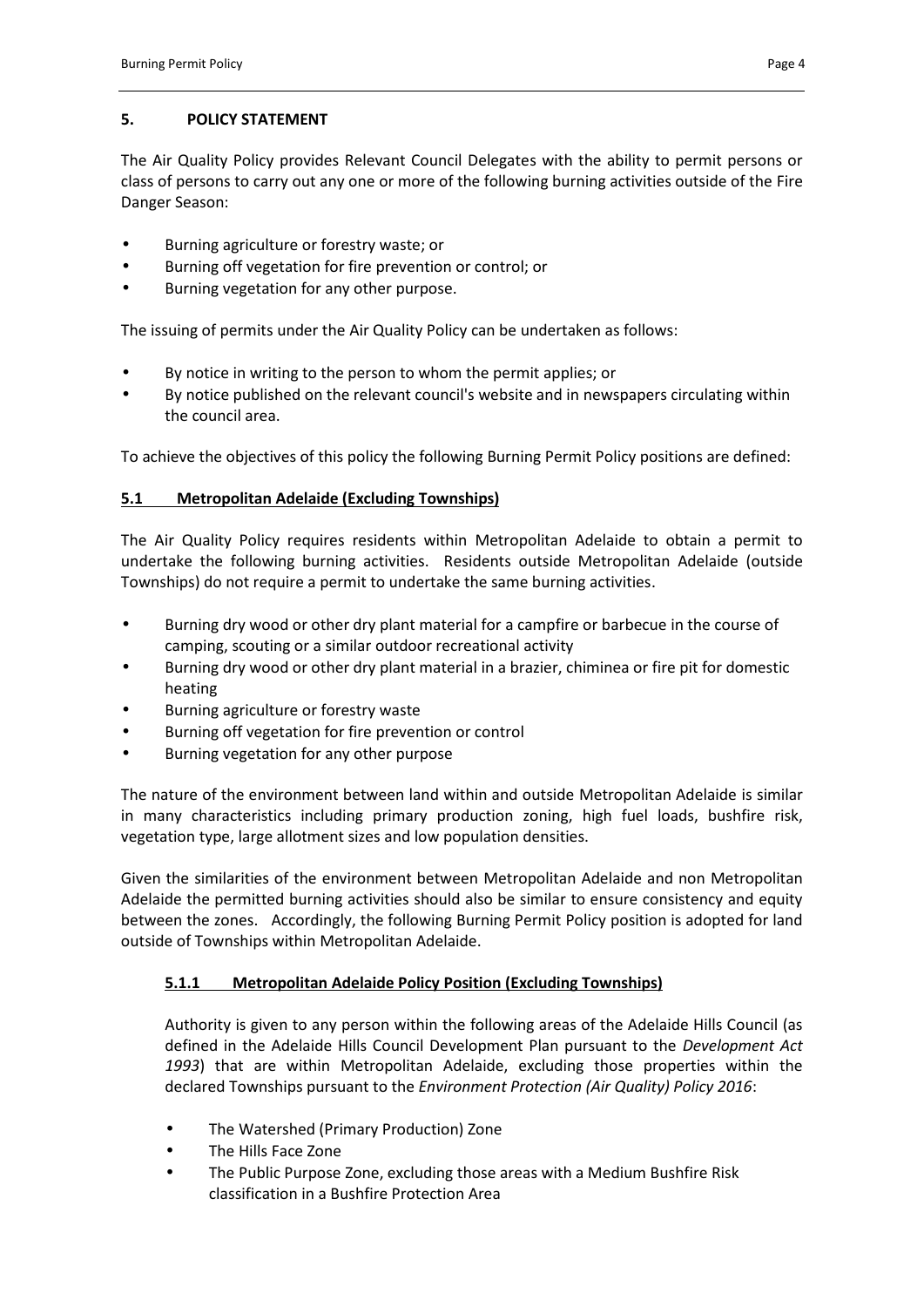## 5. POLICY STATEMENT

The Air Quality Policy provides Relevant Council Delegates with the ability to permit persons or class of persons to carry out any one or more of the following burning activities outside of the Fire Danger Season:

- Burning agriculture or forestry waste; or
- Burning off vegetation for fire prevention or control; or
- Burning vegetation for any other purpose.

The issuing of permits under the Air Quality Policy can be undertaken as follows:

- By notice in writing to the person to whom the permit applies; or
- By notice published on the relevant council's website and in newspapers circulating within the council area.

To achieve the objectives of this policy the following Burning Permit Policy positions are defined:

### 5.1 Metropolitan Adelaide (Excluding Townships)

The Air Quality Policy requires residents within Metropolitan Adelaide to obtain a permit to undertake the following burning activities. Residents outside Metropolitan Adelaide (outside Townships) do not require a permit to undertake the same burning activities.

- Burning dry wood or other dry plant material for a campfire or barbecue in the course of camping, scouting or a similar outdoor recreational activity
- Burning dry wood or other dry plant material in a brazier, chiminea or fire pit for domestic heating
- Burning agriculture or forestry waste
- Burning off vegetation for fire prevention or control
- Burning vegetation for any other purpose

The nature of the environment between land within and outside Metropolitan Adelaide is similar in many characteristics including primary production zoning, high fuel loads, bushfire risk, vegetation type, large allotment sizes and low population densities.

Given the similarities of the environment between Metropolitan Adelaide and non Metropolitan Adelaide the permitted burning activities should also be similar to ensure consistency and equity between the zones. Accordingly, the following Burning Permit Policy position is adopted for land outside of Townships within Metropolitan Adelaide.

#### 5.1.1 Metropolitan Adelaide Policy Position (Excluding Townships)

Authority is given to any person within the following areas of the Adelaide Hills Council (as defined in the Adelaide Hills Council Development Plan pursuant to the *Development Act 1993*) that are within Metropolitan Adelaide, excluding those properties within the declared Townships pursuant to the *Environment Protection (Air Quality) Policy 2016*:

- The Watershed (Primary Production) Zone
- The Hills Face Zone
- The Public Purpose Zone, excluding those areas with a Medium Bushfire Risk classification in a Bushfire Protection Area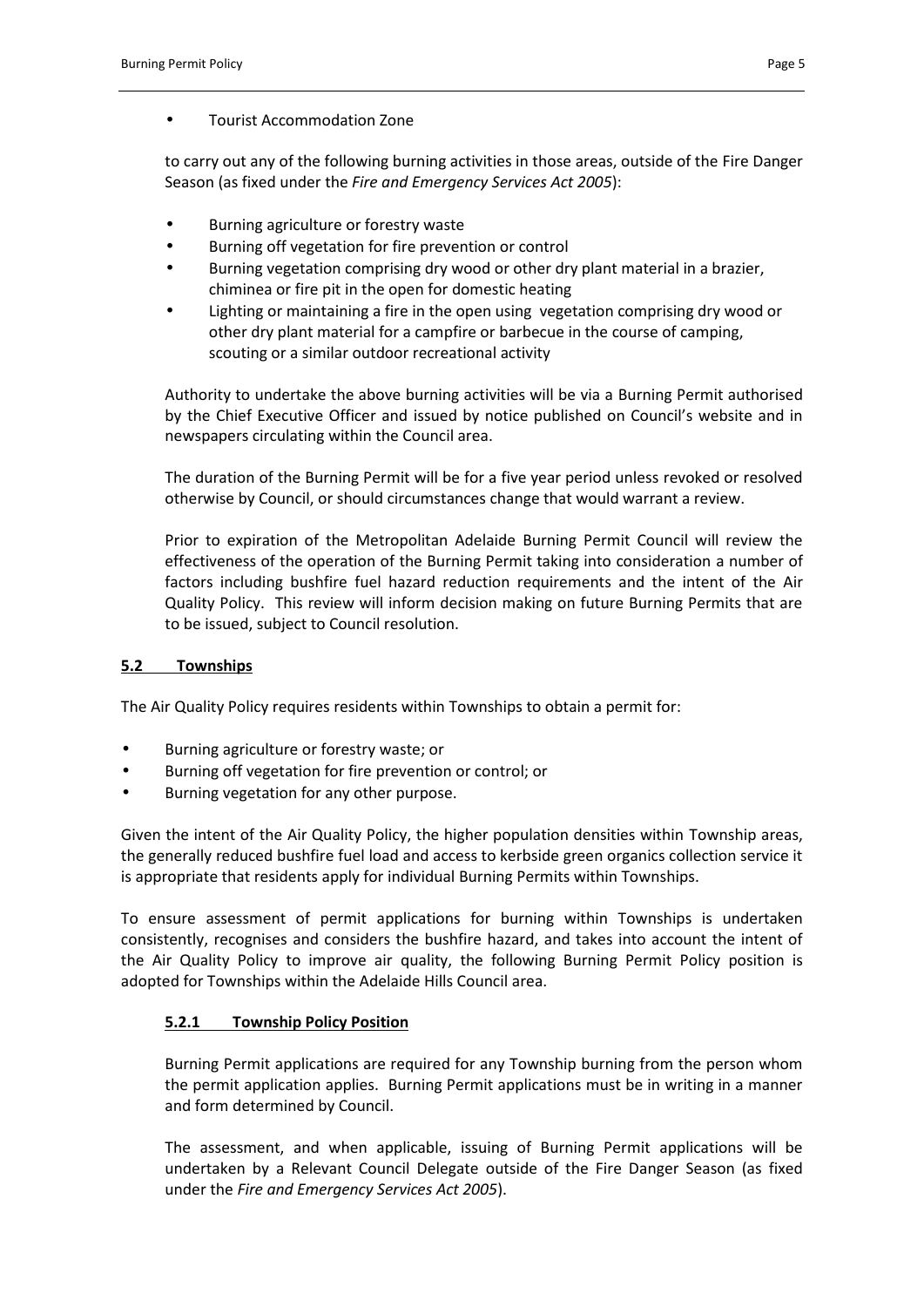- Tourist Accommodation Zone

to carry out any of the following burning activities in those areas, outside of the Fire Danger Season (as fixed under the *Fire and Emergency Services Act 2005*):

- Burning agriculture or forestry waste
- Burning off vegetation for fire prevention or control
- Burning vegetation comprising dry wood or other dry plant material in a brazier, chiminea or fire pit in the open for domestic heating
- Lighting or maintaining a fire in the open using vegetation comprising dry wood or other dry plant material for a campfire or barbecue in the course of camping, scouting or a similar outdoor recreational activity

Authority to undertake the above burning activities will be via a Burning Permit authorised by the Chief Executive Officer and issued by notice published on Council's website and in newspapers circulating within the Council area.

The duration of the Burning Permit will be for a five year period unless revoked or resolved otherwise by Council, or should circumstances change that would warrant a review.

Prior to expiration of the Metropolitan Adelaide Burning Permit Council will review the effectiveness of the operation of the Burning Permit taking into consideration a number of factors including bushfire fuel hazard reduction requirements and the intent of the Air Quality Policy. This review will inform decision making on future Burning Permits that are to be issued, subject to Council resolution.

## 5.2 Townships

The Air Quality Policy requires residents within Townships to obtain a permit for:

- Burning agriculture or forestry waste; or
- Burning off vegetation for fire prevention or control; or
- Burning vegetation for any other purpose.

Given the intent of the Air Quality Policy, the higher population densities within Township areas, the generally reduced bushfire fuel load and access to kerbside green organics collection service it is appropriate that residents apply for individual Burning Permits within Townships.

To ensure assessment of permit applications for burning within Townships is undertaken consistently, recognises and considers the bushfire hazard, and takes into account the intent of the Air Quality Policy to improve air quality, the following Burning Permit Policy position is adopted for Townships within the Adelaide Hills Council area.

### 5.2.1 Township Policy Position

Burning Permit applications are required for any Township burning from the person whom the permit application applies. Burning Permit applications must be in writing in a manner and form determined by Council.

The assessment, and when applicable, issuing of Burning Permit applications will be undertaken by a Relevant Council Delegate outside of the Fire Danger Season (as fixed under the *Fire and Emergency Services Act 2005*).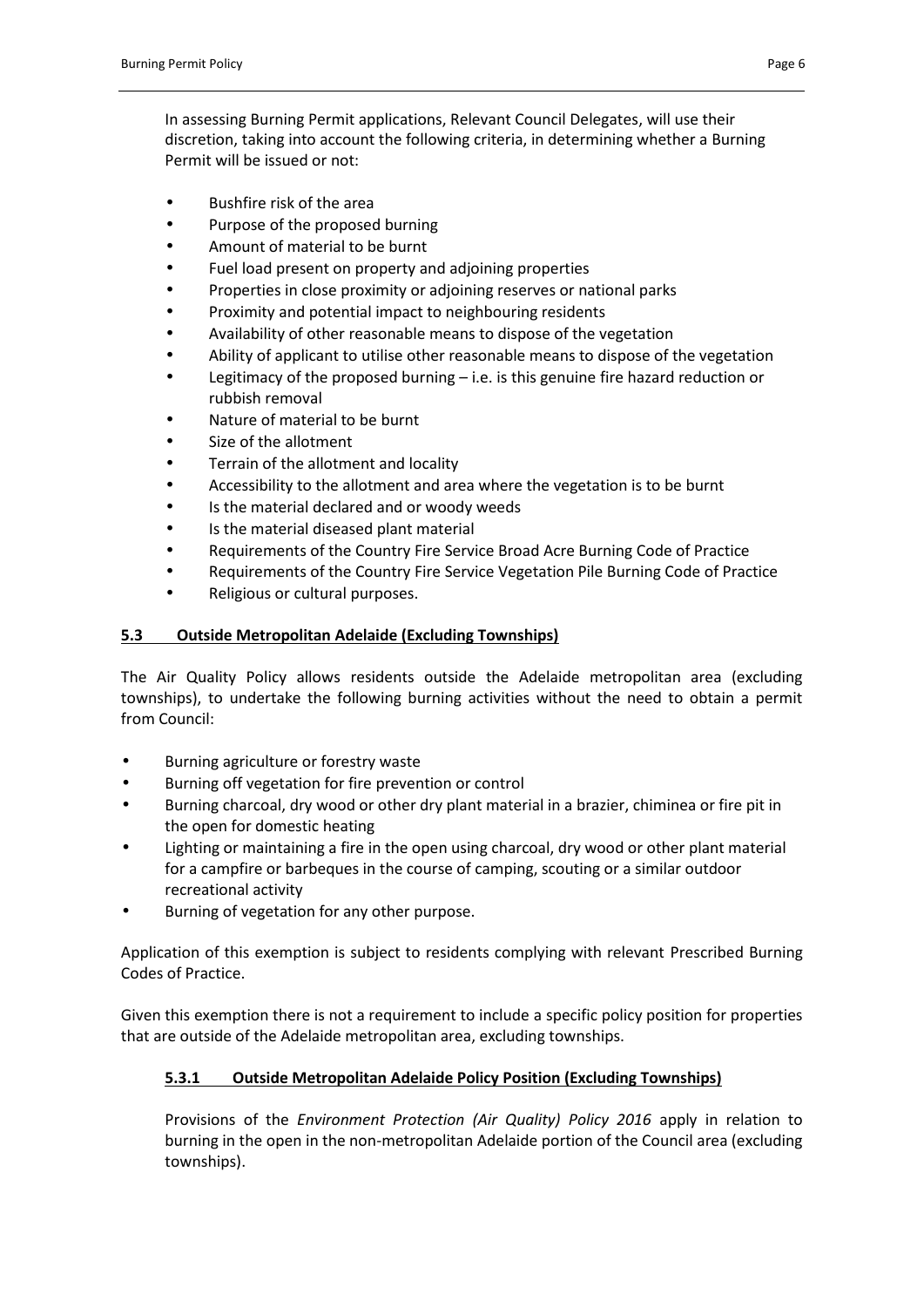In assessing Burning Permit applications, Relevant Council Delegates, will use their discretion, taking into account the following criteria, in determining whether a Burning Permit will be issued or not:

- Bushfire risk of the area
- Purpose of the proposed burning
- Amount of material to be burnt
- Fuel load present on property and adjoining properties
- Properties in close proximity or adjoining reserves or national parks
- Proximity and potential impact to neighbouring residents
- Availability of other reasonable means to dispose of the vegetation
- Ability of applicant to utilise other reasonable means to dispose of the vegetation
- Legitimacy of the proposed burning – i.e. is this genuine fire hazard reduction or rubbish removal
- Nature of material to be burnt
- Size of the allotment
- Terrain of the allotment and locality
- Accessibility to the allotment and area where the vegetation is to be burnt
- Is the material declared and or woody weeds
- Is the material diseased plant material
- Requirements of the Country Fire Service Broad Acre Burning Code of Practice
- Requirements of the Country Fire Service Vegetation Pile Burning Code of Practice
- Religious or cultural purposes.

## 5.3 Outside Metropolitan Adelaide (Excluding Townships)

The Air Quality Policy allows residents outside the Adelaide metropolitan area (excluding townships), to undertake the following burning activities without the need to obtain a permit from Council:

- Burning agriculture or forestry waste
- Burning off vegetation for fire prevention or control
- Burning charcoal, dry wood or other dry plant material in a brazier, chiminea or fire pit in the open for domestic heating
- Lighting or maintaining a fire in the open using charcoal, dry wood or other plant material for a campfire or barbeques in the course of camping, scouting or a similar outdoor recreational activity
- Burning of vegetation for any other purpose.

Application of this exemption is subject to residents complying with relevant Prescribed Burning Codes of Practice.

Given this exemption there is not a requirement to include a specific policy position for properties that are outside of the Adelaide metropolitan area, excluding townships.

### 5.3.1 Outside Metropolitan Adelaide Policy Position (Excluding Townships)

Provisions of the *Environment Protection (Air Quality) Policy 2016* apply in relation to burning in the open in the non-metropolitan Adelaide portion of the Council area (excluding townships).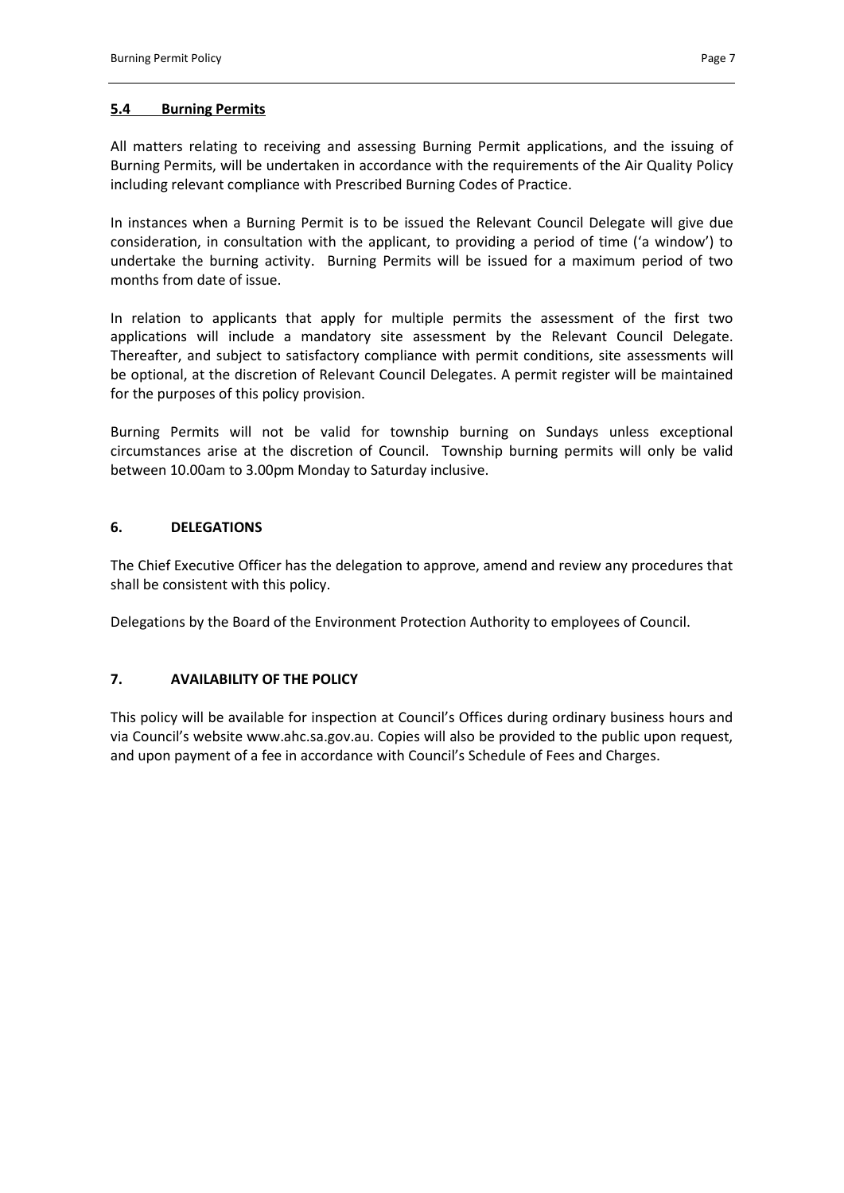### 5.4 Burning Permits

All matters relating to receiving and assessing Burning Permit applications, and the issuing of Burning Permits, will be undertaken in accordance with the requirements of the Air Quality Policy including relevant compliance with Prescribed Burning Codes of Practice.

In instances when a Burning Permit is to be issued the Relevant Council Delegate will give due consideration, in consultation with the applicant, to providing a period of time ('a window') to undertake the burning activity. Burning Permits will be issued for a maximum period of two months from date of issue.

In relation to applicants that apply for multiple permits the assessment of the first two applications will include a mandatory site assessment by the Relevant Council Delegate. Thereafter, and subject to satisfactory compliance with permit conditions, site assessments will be optional, at the discretion of Relevant Council Delegates. A permit register will be maintained for the purposes of this policy provision.

Burning Permits will not be valid for township burning on Sundays unless exceptional circumstances arise at the discretion of Council. Township burning permits will only be valid between 10.00am to 3.00pm Monday to Saturday inclusive.

## 6. DELEGATIONS

The Chief Executive Officer has the delegation to approve, amend and review any procedures that shall be consistent with this policy.

Delegations by the Board of the Environment Protection Authority to employees of Council.

## 7. AVAILABILITY OF THE POLICY

This policy will be available for inspection at Council's Offices during ordinary business hours and via Council's website www.ahc.sa.gov.au. Copies will also be provided to the public upon request, and upon payment of a fee in accordance with Council's Schedule of Fees and Charges.